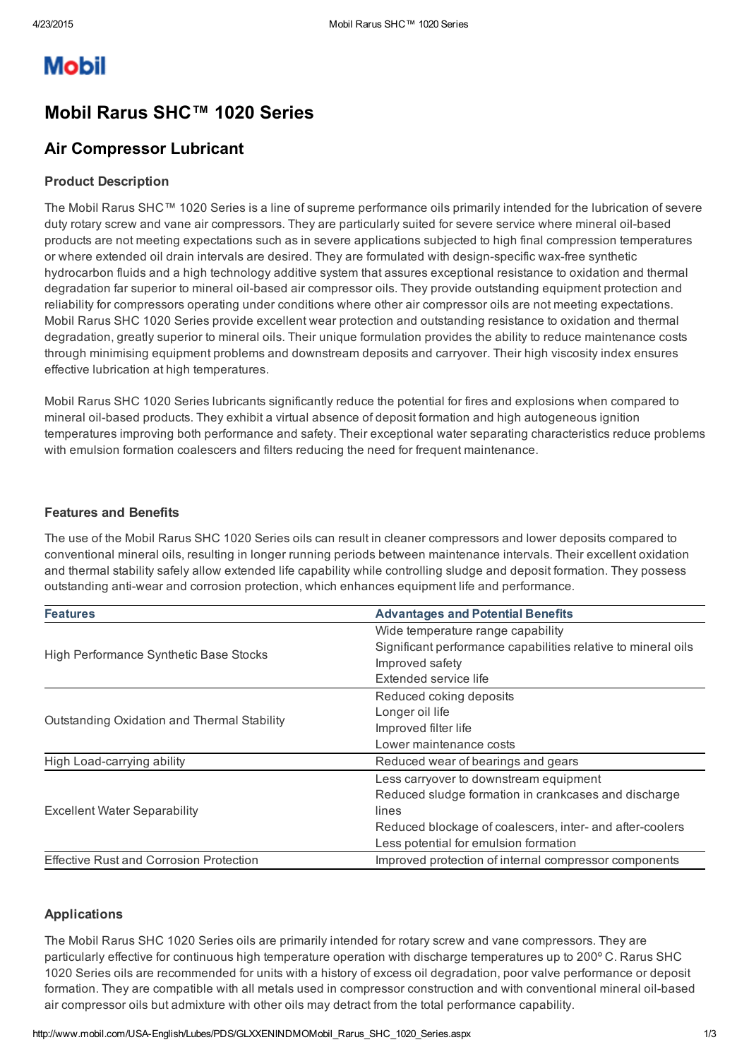Mobil

# Mobil Rarus SHC™ 1020 Series

## Air Compressor Lubricant

### Product Description

The Mobil Rarus SHC™ 1020 Series is a line of supreme performance oils primarily intended for the lubrication of severe duty rotary screw and vane air compressors. They are particularly suited for severe service where mineral oil-based products are not meeting expectations such as in severe applications subjected to high final compression temperatures or where extended oil drain intervals are desired. They are formulated with design-specific wax-free synthetic hydrocarbon fluids and a high technology additive system that assures exceptional resistance to oxidation and thermal degradation far superior to mineral oil-based air compressor oils. They provide outstanding equipment protection and reliability for compressors operating under conditions where other air compressor oils are not meeting expectations. Mobil Rarus SHC 1020 Series provide excellent wear protection and outstanding resistance to oxidation and thermal degradation, greatly superior to mineral oils. Their unique formulation provides the ability to reduce maintenance costs through minimising equipment problems and downstream deposits and carryover. Their high viscosity index ensures effective lubrication at high temperatures.

Mobil Rarus SHC 1020 Series lubricants significantly reduce the potential for fires and explosions when compared to mineral oil-based products. They exhibit a virtual absence of deposit formation and high autogeneous ignition temperatures improving both performance and safety. Their exceptional water separating characteristics reduce problems with emulsion formation coalescers and filters reducing the need for frequent maintenance.

### Features and Benefits

The use of the Mobil Rarus SHC 1020 Series oils can result in cleaner compressors and lower deposits compared to conventional mineral oils, resulting in longer running periods between maintenance intervals. Their excellent oxidation and thermal stability safely allow extended life capability while controlling sludge and deposit formation. They possess outstanding anti-wear and corrosion protection, which enhances equipment life and performance.

| Features | Advantages and Potential Benefits |
|---|---|
| High Performance Synthetic Base Stocks | Wide temperature range capability<br>Significant performance capabilities relative to mineral oils<br>Improved safety<br>Extended service life |
| Outstanding Oxidation and Thermal Stability | Reduced coking deposits<br>Longer oil life<br>Improved filter life<br>Lower maintenance costs |
| High Load-carrying ability | Reduced wear of bearings and gears |
| Excellent Water Separability | Less carryover to downstream equipment<br>Reduced sludge formation in crankcases and discharge lines<br>Reduced blockage of coalescers, inter- and after-coolers<br>Less potential for emulsion formation |
| Effective Rust and Corrosion Protection | Improved protection of internal compressor components |

### Applications

The Mobil Rarus SHC 1020 Series oils are primarily intended for rotary screw and vane compressors. They are particularly effective for continuous high temperature operation with discharge temperatures up to 200º C. Rarus SHC 1020 Series oils are recommended for units with a history of excess oil degradation, poor valve performance or deposit formation. They are compatible with all metals used in compressor construction and with conventional mineral oil-based air compressor oils but admixture with other oils may detract from the total performance capability.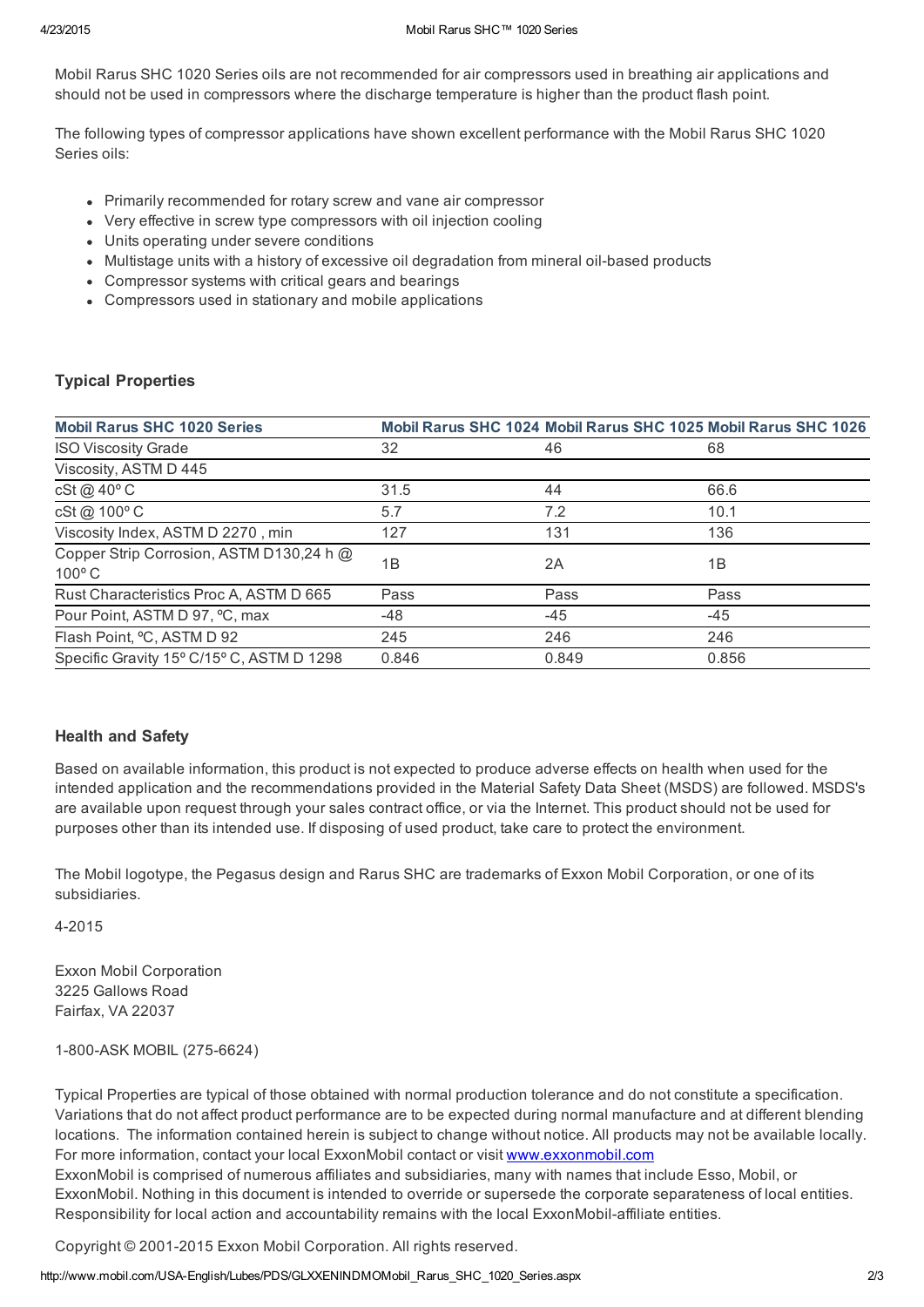Mobil Rarus SHC 1020 Series oils are not recommended for air compressors used in breathing air applications and should not be used in compressors where the discharge temperature is higher than the product flash point.

The following types of compressor applications have shown excellent performance with the Mobil Rarus SHC 1020 Series oils:

- Primarily recommended for rotary screw and vane air compressor
- Very effective in screw type compressors with oil injection cooling
- Units operating under severe conditions
- Multistage units with a history of excessive oil degradation from mineral oil-based products
- Compressor systems with critical gears and bearings
- Compressors used in stationary and mobile applications

### Typical Properties

| Mobil Rarus SHC 1020 Series | Mobil Rarus SHC 1024 | Mobil Rarus SHC 1025 | Mobil Rarus SHC 1026 |
|---|---|---|---|
| ISO Viscosity Grade | 32 | 46 | 68 |
| Viscosity, ASTM D 445 | | | |
| cSt @ 40º C | 31.5 | 44 | 66.6 |
| cSt @ 100º C | 5.7 | 7.2 | 10.1 |
| Viscosity Index, ASTM D 2270 , min | 127 | 131 | 136 |
| Copper Strip Corrosion, ASTM D130,24 h @ 100º C | 1B | 2A | 1B |
| Rust Characteristics Proc A, ASTM D 665 | Pass | Pass | Pass |
| Pour Point, ASTM D 97, ºC, max | -48 | -45 | -45 |
| Flash Point, ºC, ASTM D 92 | 245 | 246 | 246 |
| Specific Gravity 15º C/15º C, ASTM D 1298 | 0.846 | 0.849 | 0.856 |

### Health and Safety

Based on available information, this product is not expected to produce adverse effects on health when used for the intended application and the recommendations provided in the Material Safety Data Sheet (MSDS) are followed. MSDS's are available upon request through your sales contract office, or via the Internet. This product should not be used for purposes other than its intended use. If disposing of used product, take care to protect the environment.

The Mobil logotype, the Pegasus design and Rarus SHC are trademarks of Exxon Mobil Corporation, or one of its subsidiaries.

4-2015

Exxon Mobil Corporation
3225 Gallows Road
Fairfax, VA 22037

1-800-ASK MOBIL (275-6624)

Typical Properties are typical of those obtained with normal production tolerance and do not constitute a specification. Variations that do not affect product performance are to be expected during normal manufacture and at different blending locations. The information contained herein is subject to change without notice. All products may not be available locally. For more information, contact your local ExxonMobil contact or visit www.exxonmobil.com
ExxonMobil is comprised of numerous affiliates and subsidiaries, many with names that include Esso, Mobil, or ExxonMobil. Nothing in this document is intended to override or supersede the corporate separateness of local entities. Responsibility for local action and accountability remains with the local ExxonMobil-affiliate entities.

Copyright © 2001-2015 Exxon Mobil Corporation. All rights reserved.